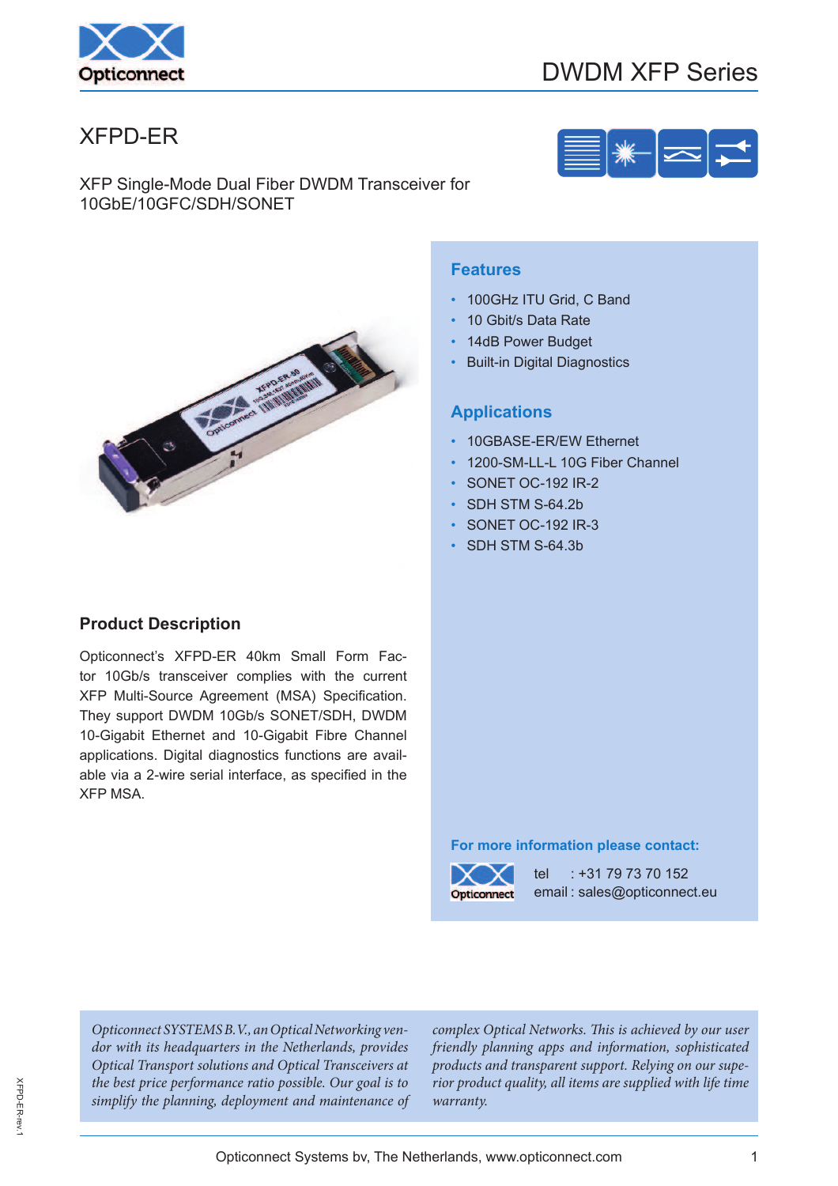# XFPD-ER

XFP Single-Mode Dual Fiber DWDM Transceiver for 10GbE/10GFC/SDH/SONET

## Features

- 100GHz ITU Grid, C Band
- 10 Gbit/s Data Rate
- 14dB Power Budget
- Built-in Digital Diagnostics

## Applications

- 10GBASE-ER/EW Ethernet
- 1200-SM-LL-L 10G Fiber Channel
- SONET OC-192 IR-2
- SDH STM S-64.2b
- SONET OC-192 IR-3
- SDH STM S-64.3b

## Product Description

Opticonnect's XFPD-ER 40km Small Form Factor 10Gb/s transceiver complies with the current XFP Multi-Source Agreement (MSA) Specification. They support DWDM 10Gb/s SONET/SDH, DWDM 10-Gigabit Ethernet and 10-Gigabit Fibre Channel applications. Digital diagnostics functions are available via a 2-wire serial interface, as specified in the XFP MSA.

**For more information please contact:**

tel : +31 79 73 70 152
email : sales@opticonnect.eu

*Opticonnect SYSTEMS B.V., an Optical Networking vendor with its headquarters in the Netherlands, provides Optical Transport solutions and Optical Transceivers at the best price performance ratio possible. Our goal is to simplify the planning, deployment and maintenance of complex Optical Networks. This is achieved by our user friendly planning apps and information, sophisticated products and transparent support. Relying on our superior product quality, all items are supplied with life time warranty.*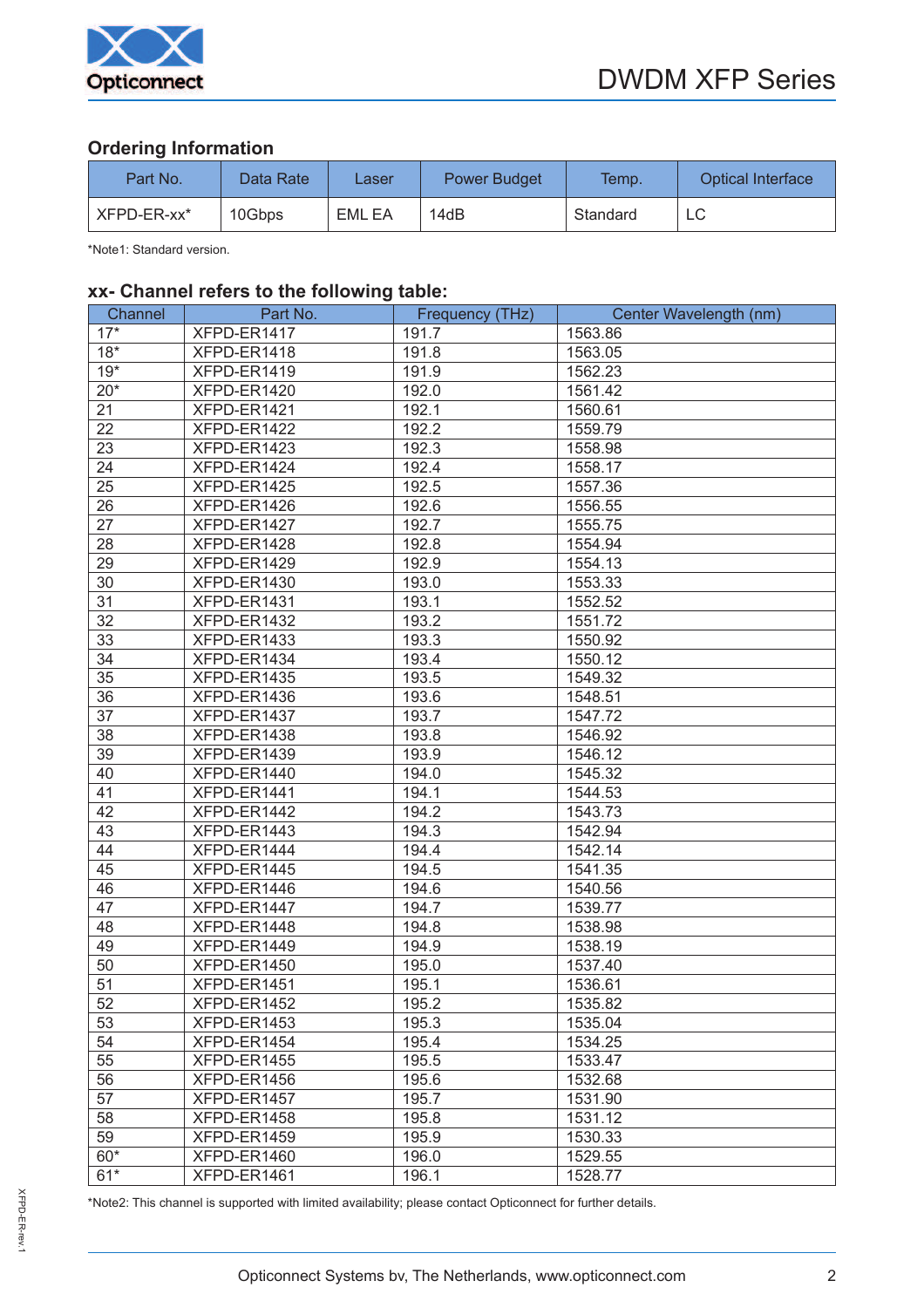## Ordering Information

| Part No. | Data Rate | Laser | Power Budget | Temp. | Optical Interface |
|---|---|---|---|---|---|
| XFPD-ER-xx* | 10Gbps | EML EA | 14dB | Standard | LC |

*Note1: Standard version.

## xx- Channel refers to the following table:

| Channel | Part No. | Frequency (THz) | Center Wavelength (nm) |
|---|---|---|---|
| 17* | XFPD-ER1417 | 191.7 | 1563.86 |
| 18* | XFPD-ER1418 | 191.8 | 1563.05 |
| 19* | XFPD-ER1419 | 191.9 | 1562.23 |
| 20* | XFPD-ER1420 | 192.0 | 1561.42 |
| 21 | XFPD-ER1421 | 192.1 | 1560.61 |
| 22 | XFPD-ER1422 | 192.2 | 1559.79 |
| 23 | XFPD-ER1423 | 192.3 | 1558.98 |
| 24 | XFPD-ER1424 | 192.4 | 1558.17 |
| 25 | XFPD-ER1425 | 192.5 | 1557.36 |
| 26 | XFPD-ER1426 | 192.6 | 1556.55 |
| 27 | XFPD-ER1427 | 192.7 | 1555.75 |
| 28 | XFPD-ER1428 | 192.8 | 1554.94 |
| 29 | XFPD-ER1429 | 192.9 | 1554.13 |
| 30 | XFPD-ER1430 | 193.0 | 1553.33 |
| 31 | XFPD-ER1431 | 193.1 | 1552.52 |
| 32 | XFPD-ER1432 | 193.2 | 1551.72 |
| 33 | XFPD-ER1433 | 193.3 | 1550.92 |
| 34 | XFPD-ER1434 | 193.4 | 1550.12 |
| 35 | XFPD-ER1435 | 193.5 | 1549.32 |
| 36 | XFPD-ER1436 | 193.6 | 1548.51 |
| 37 | XFPD-ER1437 | 193.7 | 1547.72 |
| 38 | XFPD-ER1438 | 193.8 | 1546.92 |
| 39 | XFPD-ER1439 | 193.9 | 1546.12 |
| 40 | XFPD-ER1440 | 194.0 | 1545.32 |
| 41 | XFPD-ER1441 | 194.1 | 1544.53 |
| 42 | XFPD-ER1442 | 194.2 | 1543.73 |
| 43 | XFPD-ER1443 | 194.3 | 1542.94 |
| 44 | XFPD-ER1444 | 194.4 | 1542.14 |
| 45 | XFPD-ER1445 | 194.5 | 1541.35 |
| 46 | XFPD-ER1446 | 194.6 | 1540.56 |
| 47 | XFPD-ER1447 | 194.7 | 1539.77 |
| 48 | XFPD-ER1448 | 194.8 | 1538.98 |
| 49 | XFPD-ER1449 | 194.9 | 1538.19 |
| 50 | XFPD-ER1450 | 195.0 | 1537.40 |
| 51 | XFPD-ER1451 | 195.1 | 1536.61 |
| 52 | XFPD-ER1452 | 195.2 | 1535.82 |
| 53 | XFPD-ER1453 | 195.3 | 1535.04 |
| 54 | XFPD-ER1454 | 195.4 | 1534.25 |
| 55 | XFPD-ER1455 | 195.5 | 1533.47 |
| 56 | XFPD-ER1456 | 195.6 | 1532.68 |
| 57 | XFPD-ER1457 | 195.7 | 1531.90 |
| 58 | XFPD-ER1458 | 195.8 | 1531.12 |
| 59 | XFPD-ER1459 | 195.9 | 1530.33 |
| 60* | XFPD-ER1460 | 196.0 | 1529.55 |
| 61* | XFPD-ER1461 | 196.1 | 1528.77 |

*Note2: This channel is supported with limited availability; please contact Opticonnect for further details.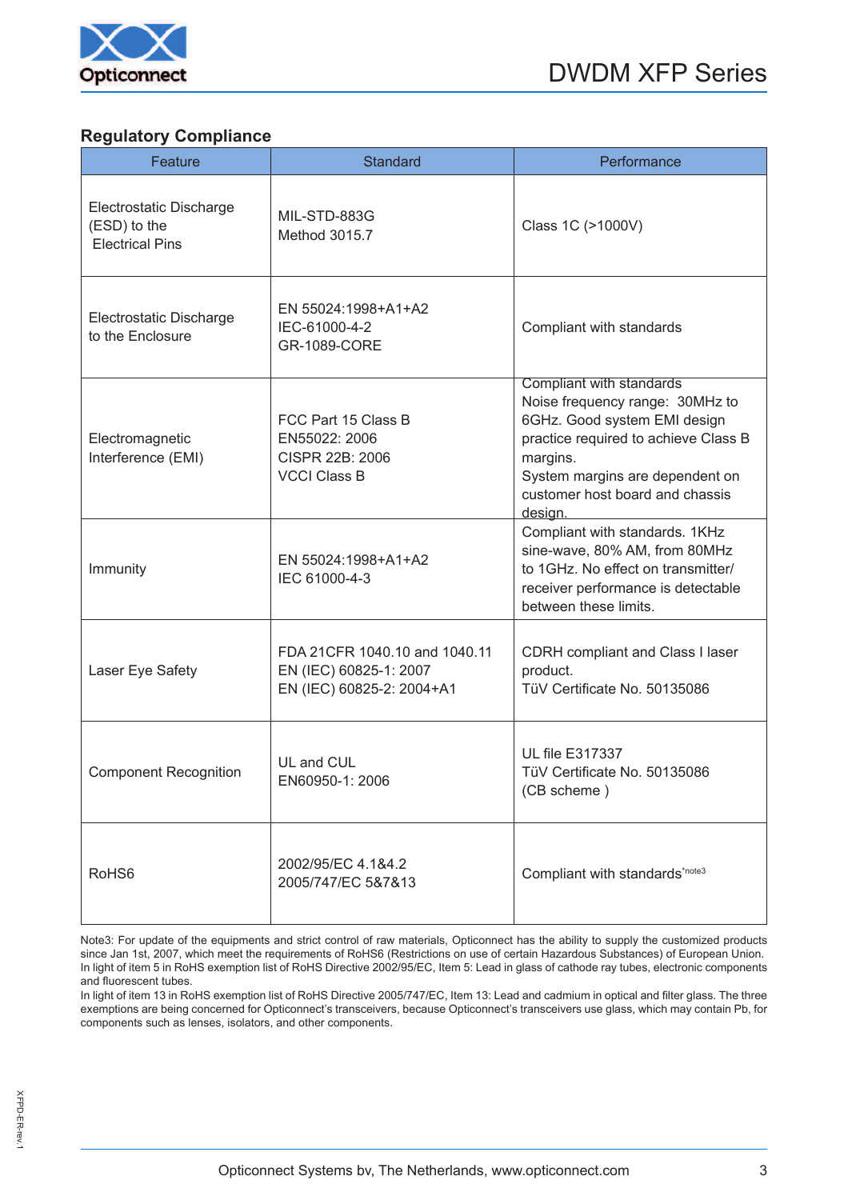## Regulatory Compliance

| Feature | Standard | Performance |
|---|---|---|
| Electrostatic Discharge (ESD) to the Electrical Pins | MIL-STD-883G Method 3015.7 | Class 1C (>1000V) |
| Electrostatic Discharge to the Enclosure | EN 55024:1998+A1+A2 IEC-61000-4-2 GR-1089-CORE | Compliant with standards |
| Electromagnetic Interference (EMI) | FCC Part 15 Class B EN55022: 2006 CISPR 22B: 2006 VCCI Class B | Compliant with standards Noise frequency range: 30MHz to 6GHz. Good system EMI design practice required to achieve Class B margins. System margins are dependent on customer host board and chassis design. |
| Immunity | EN 55024:1998+A1+A2 IEC 61000-4-3 | Compliant with standards. 1KHz sine-wave, 80% AM, from 80MHz to 1GHz. No effect on transmitter/ receiver performance is detectable between these limits. |
| Laser Eye Safety | FDA 21CFR 1040.10 and 1040.11 EN (IEC) 60825-1: 2007 EN (IEC) 60825-2: 2004+A1 | CDRH compliant and Class I laser product. TüV Certificate No. 50135086 |
| Component Recognition | UL and CUL EN60950-1: 2006 | UL file E317337 TüV Certificate No. 50135086 (CB scheme ) |
| RoHS6 | 2002/95/EC 4.1&4.2 2005/747/EC 5&7&13 | Compliant with standards*note3 |

Note3: For update of the equipments and strict control of raw materials, Opticonnect has the ability to supply the customized products since Jan 1st, 2007, which meet the requirements of RoHS6 (Restrictions on use of certain Hazardous Substances) of European Union. In light of item 5 in RoHS exemption list of RoHS Directive 2002/95/EC, Item 5: Lead in glass of cathode ray tubes, electronic components and fluorescent tubes.
In light of item 13 in RoHS exemption list of RoHS Directive 2005/747/EC, Item 13: Lead and cadmium in optical and filter glass. The three exemptions are being concerned for Opticonnect's transceivers, because Opticonnect's transceivers use glass, which may contain Pb, for components such as lenses, isolators, and other components.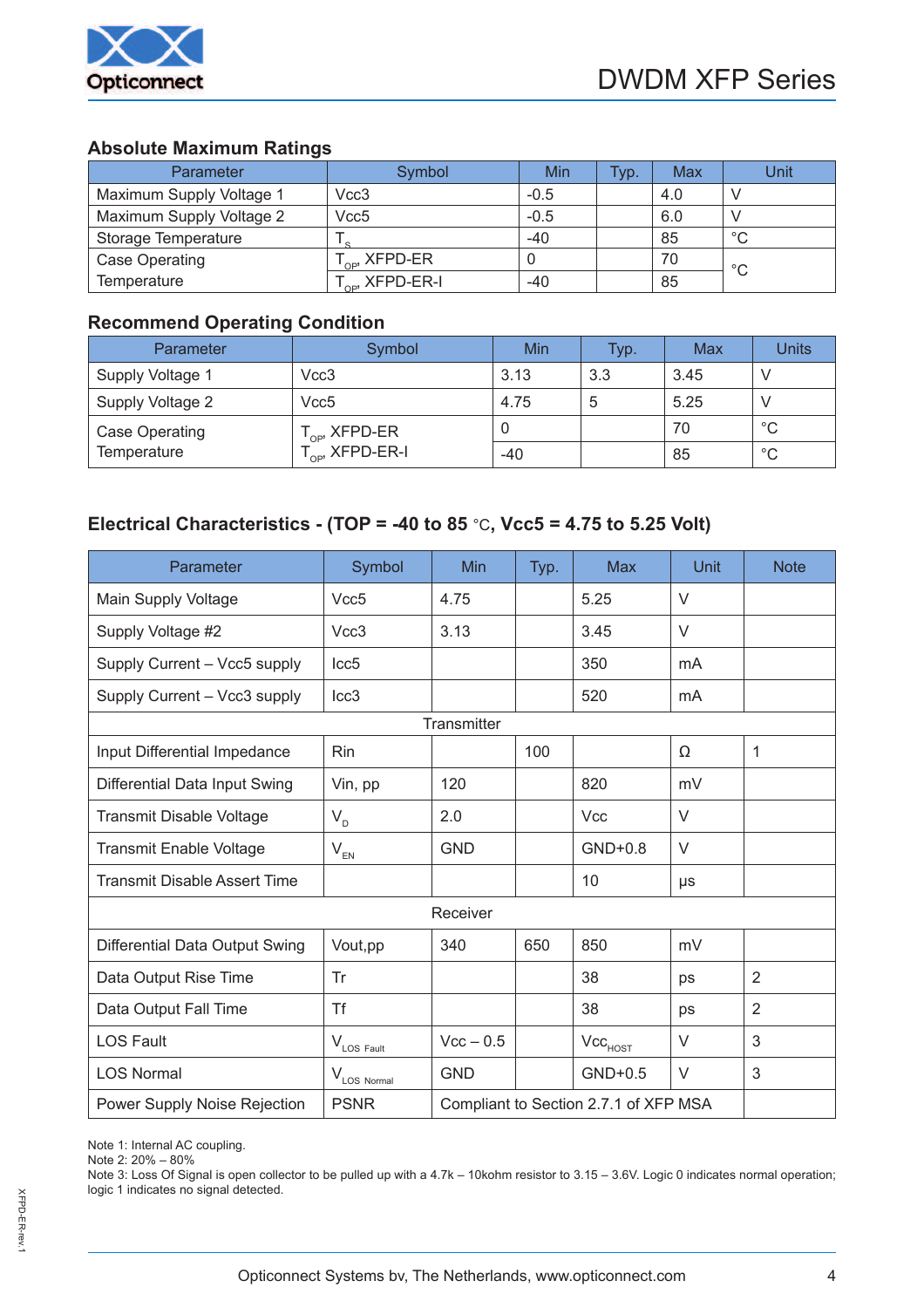## Absolute Maximum Ratings

| Parameter | Symbol | Min | Typ. | Max | Unit |
|---|---|---|---|---|---|
| Maximum Supply Voltage 1 | Vcc3 | -0.5 | | 4.0 | V |
| Maximum Supply Voltage 2 | Vcc5 | -0.5 | | 6.0 | V |
| Storage Temperature | $T_S$ | -40 | | 85 | °C |
| Case Operating Temperature | $T_{OP}$, XFPD-ER | 0 | | 70 | °C |
| | $T_{OP}$, XFPD-ER-I | -40 | | 85 | |

## Recommend Operating Condition

| Parameter | Symbol | Min | Typ. | Max | Units |
|---|---|---|---|---|---|
| Supply Voltage 1 | Vcc3 | 3.13 | 3.3 | 3.45 | V |
| Supply Voltage 2 | Vcc5 | 4.75 | 5 | 5.25 | V |
| Case Operating Temperature | $T_{OP}$, XFPD-ER | 0 | | 70 | °C |
| | $T_{OP}$, XFPD-ER-I | -40 | | 85 | °C |

## Electrical Characteristics - (TOP = -40 to 85 °C, Vcc5 = 4.75 to 5.25 Volt)

| Parameter | Symbol | Min | Typ. | Max | Unit | Note |
|---|---|---|---|---|---|---|
| Main Supply Voltage | Vcc5 | 4.75 | | 5.25 | V | |
| Supply Voltage #2 | Vcc3 | 3.13 | | 3.45 | V | |
| Supply Current – Vcc5 supply | Icc5 | | | 350 | mA | |
| Supply Current – Vcc3 supply | Icc3 | | | 520 | mA | |
| Transmitter | | | | | | |
| Input Differential Impedance | Rin | | 100 | | Ω | 1 |
| Differential Data Input Swing | Vin, pp | 120 | | 820 | mV | |
| Transmit Disable Voltage | $V_D$ | 2.0 | | Vcc | V | |
| Transmit Enable Voltage | $V_{EN}$ | GND | | GND+0.8 | V | |
| Transmit Disable Assert Time | | | | 10 | μs | |
| Receiver | | | | | | |
| Differential Data Output Swing | Vout,pp | 340 | 650 | 850 | mV | |
| Data Output Rise Time | Tr | | | 38 | ps | 2 |
| Data Output Fall Time | Tf | | | 38 | ps | 2 |
| LOS Fault | $V_{LOS\ Fault}$ | Vcc – 0.5 | | $Vcc_{HOST}$ | V | 3 |
| LOS Normal | $V_{LOS\ Normal}$ | GND | | GND+0.5 | V | 3 |
| Power Supply Noise Rejection | PSNR | Compliant to Section 2.7.1 of XFP MSA | | | | |

Note 1: Internal AC coupling.
Note 2: 20% – 80%
Note 3: Loss Of Signal is open collector to be pulled up with a 4.7k – 10kohm resistor to 3.15 – 3.6V. Logic 0 indicates normal operation; logic 1 indicates no signal detected.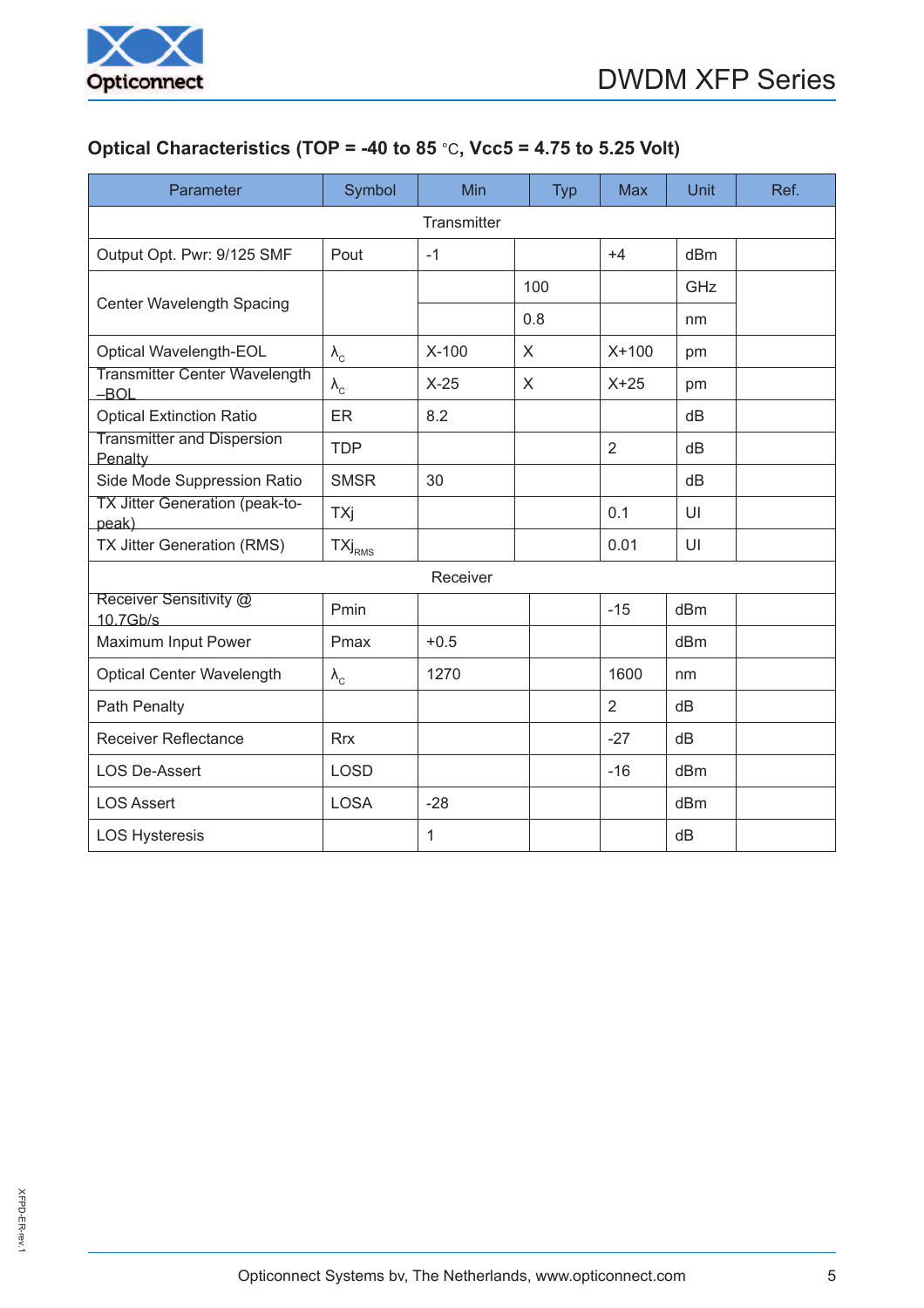## Optical Characteristics (TOP = -40 to 85 °C, Vcc5 = 4.75 to 5.25 Volt)

| Parameter | Symbol | Min | Typ | Max | Unit | Ref. |
|---|---|---|---|---|---|---|
| Transmitter | | | | | | |
| Output Opt. Pwr: 9/125 SMF | Pout | -1 | | +4 | dBm | |
| Center Wavelength Spacing | | | 100 | | GHz | |
| | | | 0.8 | | nm | |
| Optical Wavelength-EOL | $\lambda_c$ | X-100 | X | X+100 | pm | |
| Transmitter Center Wavelength –BOL | $\lambda_c$ | X-25 | X | X+25 | pm | |
| Optical Extinction Ratio | ER | 8.2 | | | dB | |
| Transmitter and Dispersion Penalty | TDP | | | 2 | dB | |
| Side Mode Suppression Ratio | SMSR | 30 | | | dB | |
| TX Jitter Generation (peak-to-peak) | TXj | | | 0.1 | UI | |
| TX Jitter Generation (RMS) | $TXj_{RMS}$ | | | 0.01 | UI | |
| Receiver | | | | | | |
| Receiver Sensitivity @ 10.7Gb/s | Pmin | | | -15 | dBm | |
| Maximum Input Power | Pmax | +0.5 | | | dBm | |
| Optical Center Wavelength | $\lambda_c$ | 1270 | | 1600 | nm | |
| Path Penalty | | | | 2 | dB | |
| Receiver Reflectance | Rrx | | | -27 | dB | |
| LOS De-Assert | LOSD | | | -16 | dBm | |
| LOS Assert | LOSA | -28 | | | dBm | |
| LOS Hysteresis | | 1 | | | dB | |